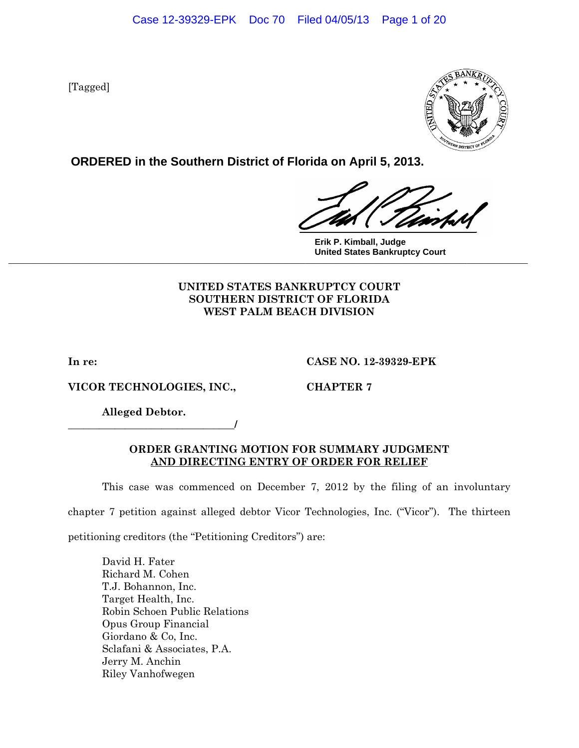[Tagged]

**ORDERED in the Southern District of Florida on April 5, 2013.**

**Erik P. Kimball, Judge**
**United States Bankruptcy Court**

---

**UNITED STATES BANKRUPTCY COURT**
**SOUTHERN DISTRICT OF FLORIDA**
**WEST PALM BEACH DIVISION**

**In re:** **CASE NO. 12-39329-EPK**

**VICOR TECHNOLOGIES, INC.,** **CHAPTER 7**

**Alleged Debtor.**
_______________________________/

**ORDER GRANTING MOTION FOR SUMMARY JUDGMENT AND DIRECTING ENTRY OF ORDER FOR RELIEF**

This case was commenced on December 7, 2012 by the filing of an involuntary chapter 7 petition against alleged debtor Vicor Technologies, Inc. ("Vicor"). The thirteen petitioning creditors (the "Petitioning Creditors") are:

David H. Fater
Richard M. Cohen
T.J. Bohannon, Inc.
Target Health, Inc.
Robin Schoen Public Relations
Opus Group Financial
Giordano & Co, Inc.
Sclafani & Associates, P.A.
Jerry M. Anchin
Riley Vanhofwegen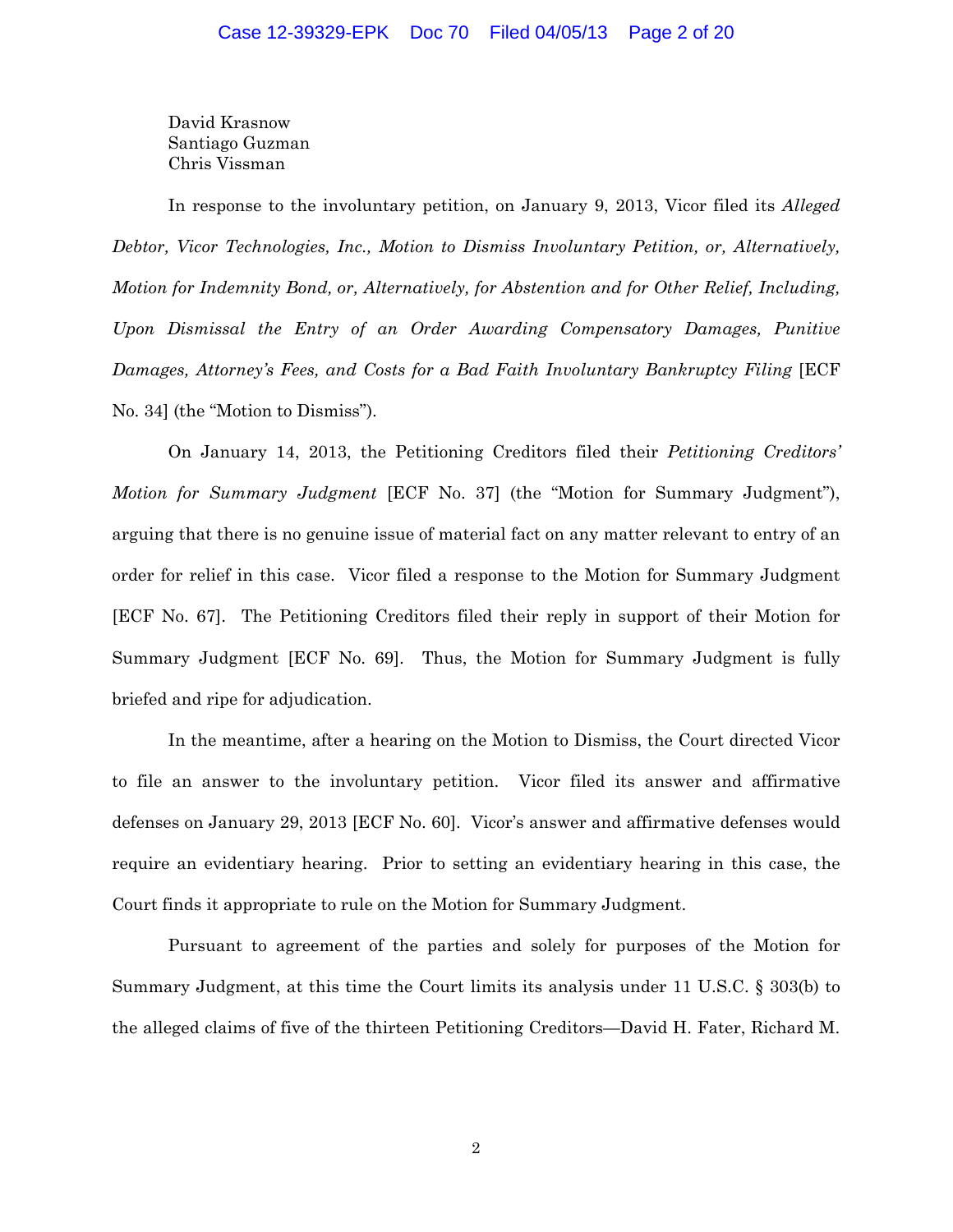David Krasnow
Santiago Guzman
Chris Vissman

In response to the involuntary petition, on January 9, 2013, Vicor filed its *Alleged Debtor, Vicor Technologies, Inc., Motion to Dismiss Involuntary Petition, or, Alternatively, Motion for Indemnity Bond, or, Alternatively, for Abstention and for Other Relief, Including, Upon Dismissal the Entry of an Order Awarding Compensatory Damages, Punitive Damages, Attorney's Fees, and Costs for a Bad Faith Involuntary Bankruptcy Filing* [ECF No. 34] (the "Motion to Dismiss").

On January 14, 2013, the Petitioning Creditors filed their *Petitioning Creditors' Motion for Summary Judgment* [ECF No. 37] (the "Motion for Summary Judgment"), arguing that there is no genuine issue of material fact on any matter relevant to entry of an order for relief in this case. Vicor filed a response to the Motion for Summary Judgment [ECF No. 67]. The Petitioning Creditors filed their reply in support of their Motion for Summary Judgment [ECF No. 69]. Thus, the Motion for Summary Judgment is fully briefed and ripe for adjudication.

In the meantime, after a hearing on the Motion to Dismiss, the Court directed Vicor to file an answer to the involuntary petition. Vicor filed its answer and affirmative defenses on January 29, 2013 [ECF No. 60]. Vicor's answer and affirmative defenses would require an evidentiary hearing. Prior to setting an evidentiary hearing in this case, the Court finds it appropriate to rule on the Motion for Summary Judgment.

Pursuant to agreement of the parties and solely for purposes of the Motion for Summary Judgment, at this time the Court limits its analysis under 11 U.S.C. § 303(b) to the alleged claims of five of the thirteen Petitioning Creditors—David H. Fater, Richard M.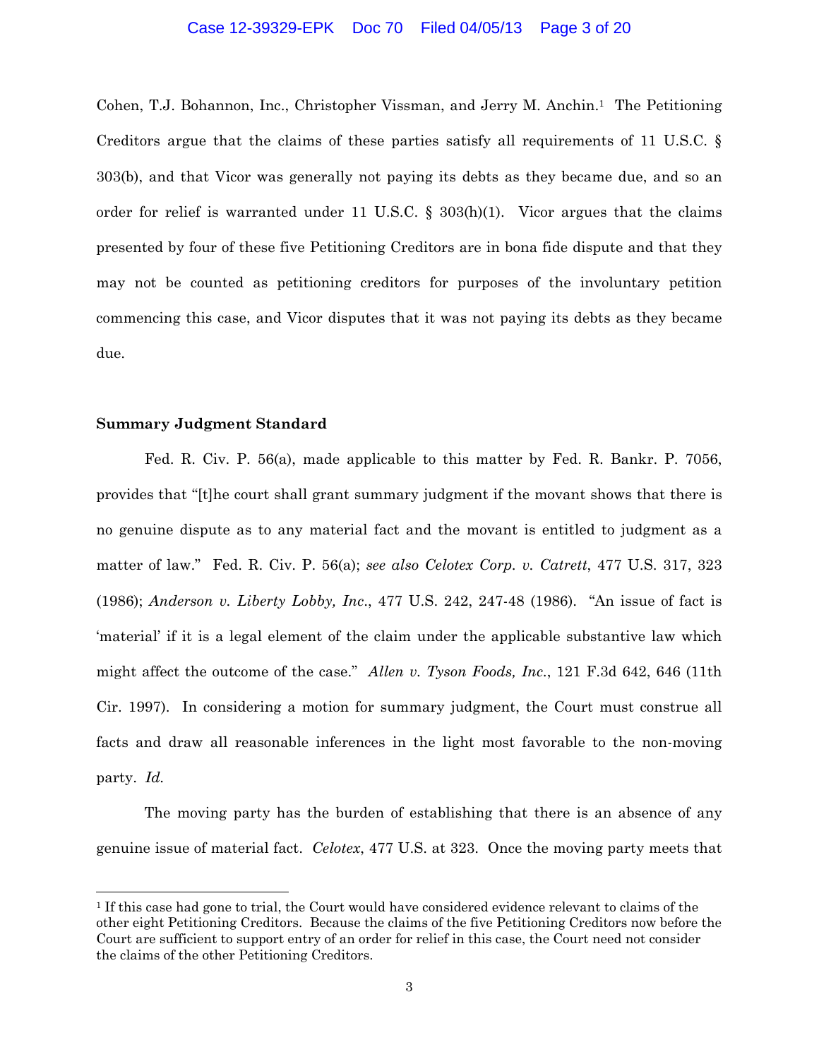Cohen, T.J. Bohannon, Inc., Christopher Vissman, and Jerry M. Anchin.[1] The Petitioning Creditors argue that the claims of these parties satisfy all requirements of 11 U.S.C. § 303(b), and that Vicor was generally not paying its debts as they became due, and so an order for relief is warranted under 11 U.S.C. § 303(h)(1). Vicor argues that the claims presented by four of these five Petitioning Creditors are in bona fide dispute and that they may not be counted as petitioning creditors for purposes of the involuntary petition commencing this case, and Vicor disputes that it was not paying its debts as they became due.

**Summary Judgment Standard**

Fed. R. Civ. P. 56(a), made applicable to this matter by Fed. R. Bankr. P. 7056, provides that "[t]he court shall grant summary judgment if the movant shows that there is no genuine dispute as to any material fact and the movant is entitled to judgment as a matter of law." Fed. R. Civ. P. 56(a); *see also Celotex Corp. v. Catrett*, 477 U.S. 317, 323 (1986); *Anderson v. Liberty Lobby, Inc.*, 477 U.S. 242, 247-48 (1986). "An issue of fact is 'material' if it is a legal element of the claim under the applicable substantive law which might affect the outcome of the case." *Allen v. Tyson Foods, Inc.*, 121 F.3d 642, 646 (11th Cir. 1997). In considering a motion for summary judgment, the Court must construe all facts and draw all reasonable inferences in the light most favorable to the non-moving party. *Id.*

The moving party has the burden of establishing that there is an absence of any genuine issue of material fact. *Celotex*, 477 U.S. at 323. Once the moving party meets that

---

[1] If this case had gone to trial, the Court would have considered evidence relevant to claims of the other eight Petitioning Creditors. Because the claims of the five Petitioning Creditors now before the Court are sufficient to support entry of an order for relief in this case, the Court need not consider the claims of the other Petitioning Creditors.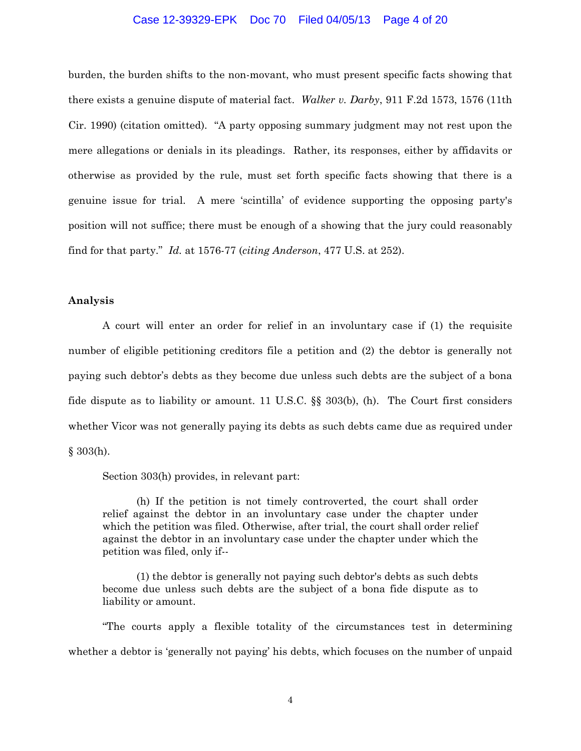burden, the burden shifts to the non-movant, who must present specific facts showing that there exists a genuine dispute of material fact. *Walker v. Darby*, 911 F.2d 1573, 1576 (11th Cir. 1990) (citation omitted). "A party opposing summary judgment may not rest upon the mere allegations or denials in its pleadings. Rather, its responses, either by affidavits or otherwise as provided by the rule, must set forth specific facts showing that there is a genuine issue for trial. A mere 'scintilla' of evidence supporting the opposing party's position will not suffice; there must be enough of a showing that the jury could reasonably find for that party." *Id.* at 1576-77 (*citing Anderson*, 477 U.S. at 252).

**Analysis**

A court will enter an order for relief in an involuntary case if (1) the requisite number of eligible petitioning creditors file a petition and (2) the debtor is generally not paying such debtor's debts as they become due unless such debts are the subject of a bona fide dispute as to liability or amount. 11 U.S.C. §§ 303(b), (h). The Court first considers whether Vicor was not generally paying its debts as such debts came due as required under § 303(h).

Section 303(h) provides, in relevant part:

> (h) If the petition is not timely controverted, the court shall order relief against the debtor in an involuntary case under the chapter under which the petition was filed. Otherwise, after trial, the court shall order relief against the debtor in an involuntary case under the chapter under which the petition was filed, only if--
>
> (1) the debtor is generally not paying such debtor's debts as such debts become due unless such debts are the subject of a bona fide dispute as to liability or amount.

"The courts apply a flexible totality of the circumstances test in determining whether a debtor is 'generally not paying' his debts, which focuses on the number of unpaid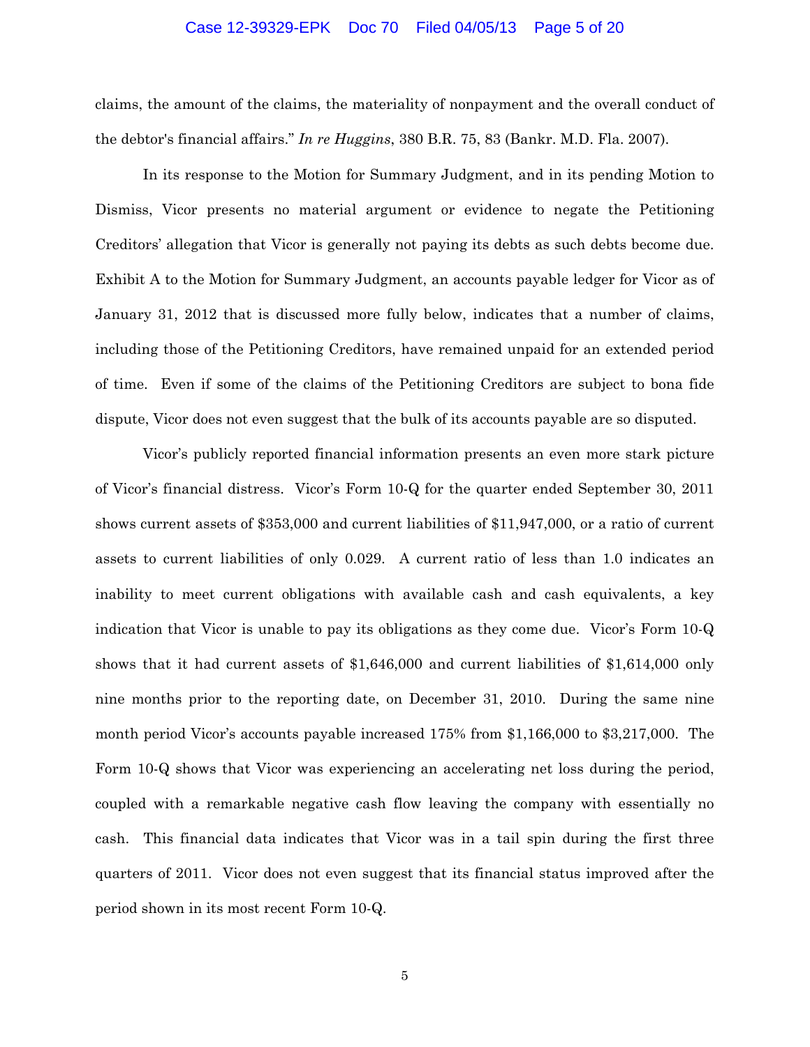claims, the amount of the claims, the materiality of nonpayment and the overall conduct of the debtor's financial affairs." *In re Huggins*, 380 B.R. 75, 83 (Bankr. M.D. Fla. 2007).

In its response to the Motion for Summary Judgment, and in its pending Motion to Dismiss, Vicor presents no material argument or evidence to negate the Petitioning Creditors' allegation that Vicor is generally not paying its debts as such debts become due. Exhibit A to the Motion for Summary Judgment, an accounts payable ledger for Vicor as of January 31, 2012 that is discussed more fully below, indicates that a number of claims, including those of the Petitioning Creditors, have remained unpaid for an extended period of time. Even if some of the claims of the Petitioning Creditors are subject to bona fide dispute, Vicor does not even suggest that the bulk of its accounts payable are so disputed.

Vicor's publicly reported financial information presents an even more stark picture of Vicor's financial distress. Vicor's Form 10-Q for the quarter ended September 30, 2011 shows current assets of $353,000 and current liabilities of $11,947,000, or a ratio of current assets to current liabilities of only 0.029. A current ratio of less than 1.0 indicates an inability to meet current obligations with available cash and cash equivalents, a key indication that Vicor is unable to pay its obligations as they come due. Vicor's Form 10-Q shows that it had current assets of $1,646,000 and current liabilities of $1,614,000 only nine months prior to the reporting date, on December 31, 2010. During the same nine month period Vicor's accounts payable increased 175% from $1,166,000 to $3,217,000. The Form 10-Q shows that Vicor was experiencing an accelerating net loss during the period, coupled with a remarkable negative cash flow leaving the company with essentially no cash. This financial data indicates that Vicor was in a tail spin during the first three quarters of 2011. Vicor does not even suggest that its financial status improved after the period shown in its most recent Form 10-Q.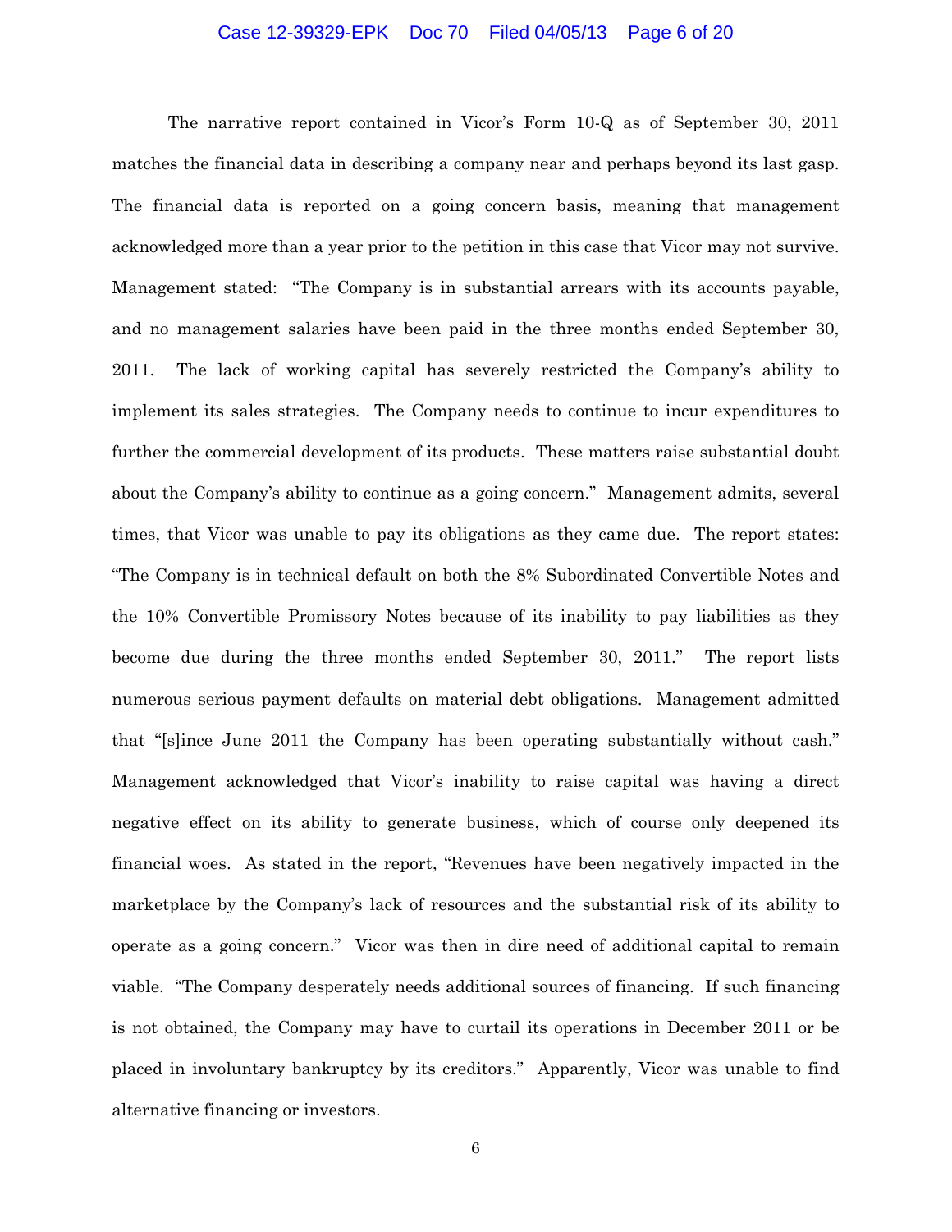The narrative report contained in Vicor's Form 10-Q as of September 30, 2011 matches the financial data in describing a company near and perhaps beyond its last gasp. The financial data is reported on a going concern basis, meaning that management acknowledged more than a year prior to the petition in this case that Vicor may not survive. Management stated: "The Company is in substantial arrears with its accounts payable, and no management salaries have been paid in the three months ended September 30, 2011. The lack of working capital has severely restricted the Company's ability to implement its sales strategies. The Company needs to continue to incur expenditures to further the commercial development of its products. These matters raise substantial doubt about the Company's ability to continue as a going concern." Management admits, several times, that Vicor was unable to pay its obligations as they came due. The report states: "The Company is in technical default on both the 8% Subordinated Convertible Notes and the 10% Convertible Promissory Notes because of its inability to pay liabilities as they become due during the three months ended September 30, 2011." The report lists numerous serious payment defaults on material debt obligations. Management admitted that "[s]ince June 2011 the Company has been operating substantially without cash." Management acknowledged that Vicor's inability to raise capital was having a direct negative effect on its ability to generate business, which of course only deepened its financial woes. As stated in the report, "Revenues have been negatively impacted in the marketplace by the Company's lack of resources and the substantial risk of its ability to operate as a going concern." Vicor was then in dire need of additional capital to remain viable. "The Company desperately needs additional sources of financing. If such financing is not obtained, the Company may have to curtail its operations in December 2011 or be placed in involuntary bankruptcy by its creditors." Apparently, Vicor was unable to find alternative financing or investors.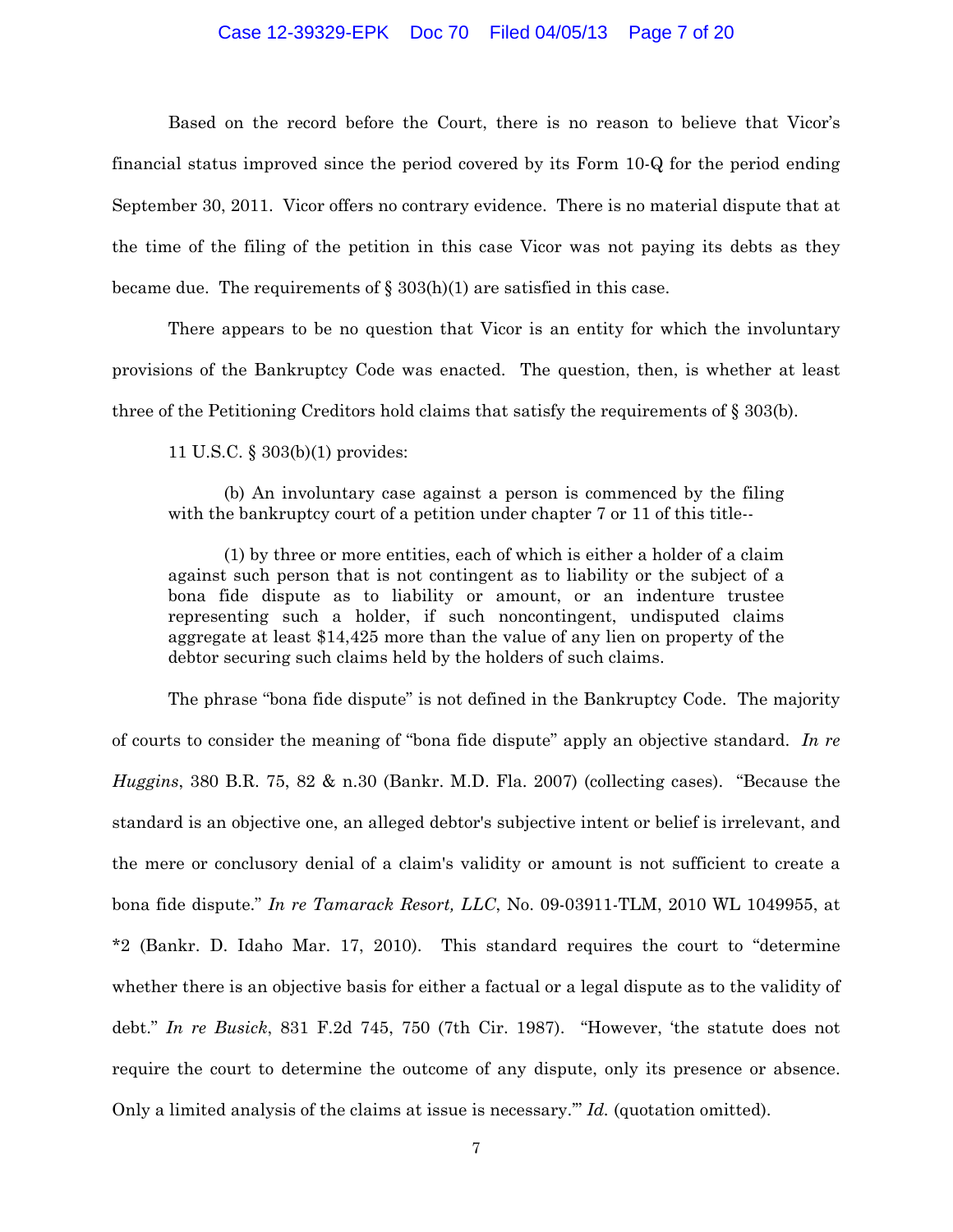Based on the record before the Court, there is no reason to believe that Vicor's financial status improved since the period covered by its Form 10-Q for the period ending September 30, 2011. Vicor offers no contrary evidence. There is no material dispute that at the time of the filing of the petition in this case Vicor was not paying its debts as they became due. The requirements of § 303(h)(1) are satisfied in this case.

There appears to be no question that Vicor is an entity for which the involuntary provisions of the Bankruptcy Code was enacted. The question, then, is whether at least three of the Petitioning Creditors hold claims that satisfy the requirements of § 303(b).

11 U.S.C. § 303(b)(1) provides:

> (b) An involuntary case against a person is commenced by the filing with the bankruptcy court of a petition under chapter 7 or 11 of this title--
>
> (1) by three or more entities, each of which is either a holder of a claim against such person that is not contingent as to liability or the subject of a bona fide dispute as to liability or amount, or an indenture trustee representing such a holder, if such noncontingent, undisputed claims aggregate at least $14,425 more than the value of any lien on property of the debtor securing such claims held by the holders of such claims.

The phrase "bona fide dispute" is not defined in the Bankruptcy Code. The majority of courts to consider the meaning of "bona fide dispute" apply an objective standard. *In re Huggins*, 380 B.R. 75, 82 & n.30 (Bankr. M.D. Fla. 2007) (collecting cases). "Because the standard is an objective one, an alleged debtor's subjective intent or belief is irrelevant, and the mere or conclusory denial of a claim's validity or amount is not sufficient to create a bona fide dispute." *In re Tamarack Resort, LLC*, No. 09-03911-TLM, 2010 WL 1049955, at *2 (Bankr. D. Idaho Mar. 17, 2010). This standard requires the court to "determine whether there is an objective basis for either a factual or a legal dispute as to the validity of debt." *In re Busick*, 831 F.2d 745, 750 (7th Cir. 1987). "However, 'the statute does not require the court to determine the outcome of any dispute, only its presence or absence. Only a limited analysis of the claims at issue is necessary.'" *Id.* (quotation omitted).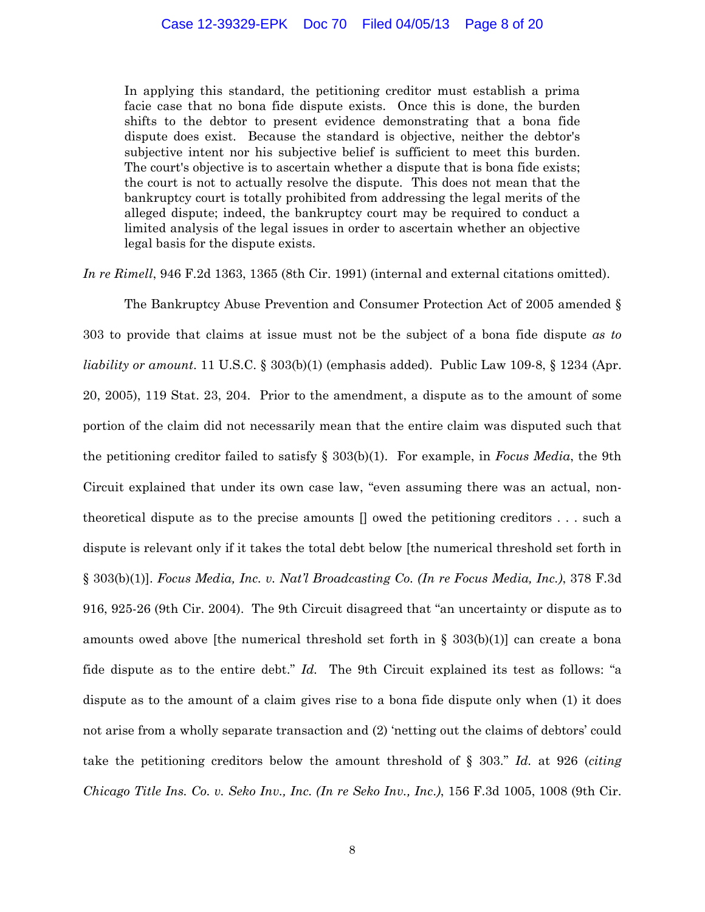> In applying this standard, the petitioning creditor must establish a prima facie case that no bona fide dispute exists. Once this is done, the burden shifts to the debtor to present evidence demonstrating that a bona fide dispute does exist. Because the standard is objective, neither the debtor's subjective intent nor his subjective belief is sufficient to meet this burden. The court's objective is to ascertain whether a dispute that is bona fide exists; the court is not to actually resolve the dispute. This does not mean that the bankruptcy court is totally prohibited from addressing the legal merits of the alleged dispute; indeed, the bankruptcy court may be required to conduct a limited analysis of the legal issues in order to ascertain whether an objective legal basis for the dispute exists.

*In re Rimell*, 946 F.2d 1363, 1365 (8th Cir. 1991) (internal and external citations omitted).

The Bankruptcy Abuse Prevention and Consumer Protection Act of 2005 amended § 303 to provide that claims at issue must not be the subject of a bona fide dispute *as to liability or amount*. 11 U.S.C. § 303(b)(1) (emphasis added). Public Law 109-8, § 1234 (Apr. 20, 2005), 119 Stat. 23, 204. Prior to the amendment, a dispute as to the amount of some portion of the claim did not necessarily mean that the entire claim was disputed such that the petitioning creditor failed to satisfy § 303(b)(1). For example, in *Focus Media*, the 9th Circuit explained that under its own case law, "even assuming there was an actual, non-theoretical dispute as to the precise amounts [] owed the petitioning creditors . . . such a dispute is relevant only if it takes the total debt below [the numerical threshold set forth in § 303(b)(1)]. *Focus Media, Inc. v. Nat'l Broadcasting Co. (In re Focus Media, Inc.)*, 378 F.3d 916, 925-26 (9th Cir. 2004). The 9th Circuit disagreed that "an uncertainty or dispute as to amounts owed above [the numerical threshold set forth in § 303(b)(1)] can create a bona fide dispute as to the entire debt." *Id.* The 9th Circuit explained its test as follows: "a dispute as to the amount of a claim gives rise to a bona fide dispute only when (1) it does not arise from a wholly separate transaction and (2) 'netting out the claims of debtors' could take the petitioning creditors below the amount threshold of § 303." *Id.* at 926 (*citing Chicago Title Ins. Co. v. Seko Inv., Inc. (In re Seko Inv., Inc.)*, 156 F.3d 1005, 1008 (9th Cir.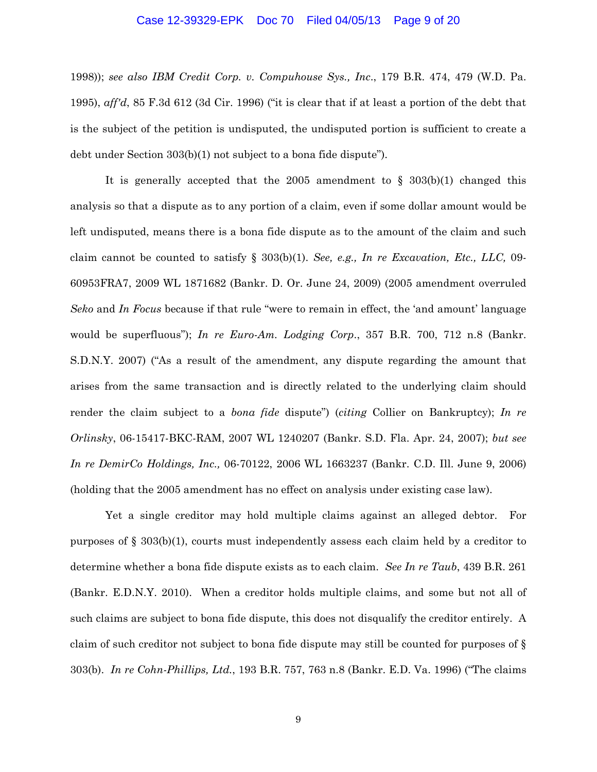1998)); *see also IBM Credit Corp. v. Compuhouse Sys., Inc*., 179 B.R. 474, 479 (W.D. Pa. 1995), *aff'd*, 85 F.3d 612 (3d Cir. 1996) ("it is clear that if at least a portion of the debt that is the subject of the petition is undisputed, the undisputed portion is sufficient to create a debt under Section 303(b)(1) not subject to a bona fide dispute").

It is generally accepted that the 2005 amendment to § 303(b)(1) changed this analysis so that a dispute as to any portion of a claim, even if some dollar amount would be left undisputed, means there is a bona fide dispute as to the amount of the claim and such claim cannot be counted to satisfy § 303(b)(1). *See, e.g., In re Excavation, Etc., LLC,* 09-60953FRA7, 2009 WL 1871682 (Bankr. D. Or. June 24, 2009) (2005 amendment overruled *Seko* and *In Focus* because if that rule "were to remain in effect, the 'and amount' language would be superfluous"); *In re Euro-Am. Lodging Corp*., 357 B.R. 700, 712 n.8 (Bankr. S.D.N.Y. 2007) ("As a result of the amendment, any dispute regarding the amount that arises from the same transaction and is directly related to the underlying claim should render the claim subject to a *bona fide* dispute") (*citing* Collier on Bankruptcy); *In re Orlinsky*, 06-15417-BKC-RAM, 2007 WL 1240207 (Bankr. S.D. Fla. Apr. 24, 2007); *but see In re DemirCo Holdings, Inc.,* 06-70122, 2006 WL 1663237 (Bankr. C.D. Ill. June 9, 2006) (holding that the 2005 amendment has no effect on analysis under existing case law).

Yet a single creditor may hold multiple claims against an alleged debtor. For purposes of § 303(b)(1), courts must independently assess each claim held by a creditor to determine whether a bona fide dispute exists as to each claim. *See In re Taub*, 439 B.R. 261 (Bankr. E.D.N.Y. 2010). When a creditor holds multiple claims, and some but not all of such claims are subject to bona fide dispute, this does not disqualify the creditor entirely. A claim of such creditor not subject to bona fide dispute may still be counted for purposes of § 303(b). *In re Cohn-Phillips, Ltd.*, 193 B.R. 757, 763 n.8 (Bankr. E.D. Va. 1996) ("The claims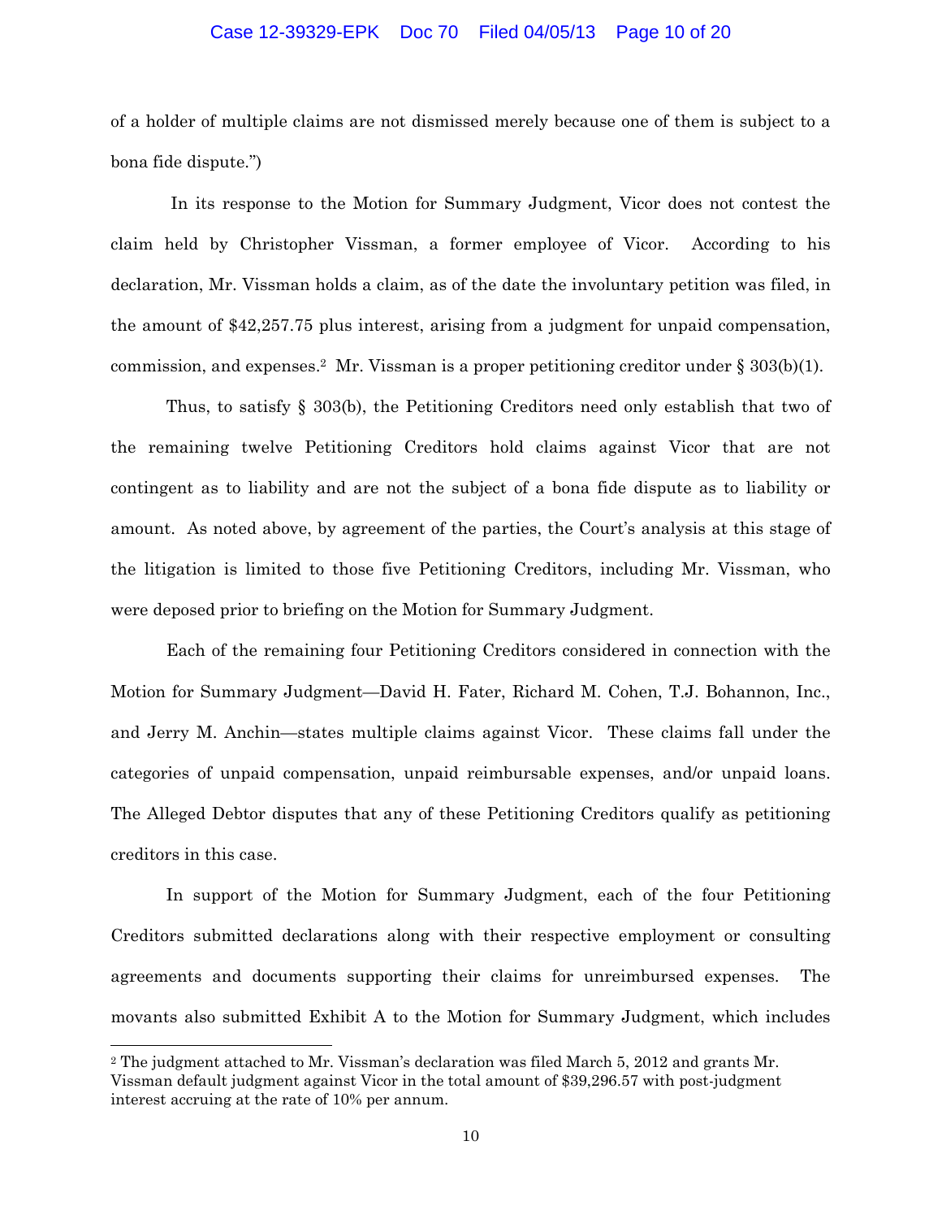of a holder of multiple claims are not dismissed merely because one of them is subject to a bona fide dispute.")

In its response to the Motion for Summary Judgment, Vicor does not contest the claim held by Christopher Vissman, a former employee of Vicor. According to his declaration, Mr. Vissman holds a claim, as of the date the involuntary petition was filed, in the amount of $42,257.75 plus interest, arising from a judgment for unpaid compensation, commission, and expenses.[2] Mr. Vissman is a proper petitioning creditor under § 303(b)(1).

Thus, to satisfy § 303(b), the Petitioning Creditors need only establish that two of the remaining twelve Petitioning Creditors hold claims against Vicor that are not contingent as to liability and are not the subject of a bona fide dispute as to liability or amount. As noted above, by agreement of the parties, the Court's analysis at this stage of the litigation is limited to those five Petitioning Creditors, including Mr. Vissman, who were deposed prior to briefing on the Motion for Summary Judgment.

Each of the remaining four Petitioning Creditors considered in connection with the Motion for Summary Judgment—David H. Fater, Richard M. Cohen, T.J. Bohannon, Inc., and Jerry M. Anchin—states multiple claims against Vicor. These claims fall under the categories of unpaid compensation, unpaid reimbursable expenses, and/or unpaid loans. The Alleged Debtor disputes that any of these Petitioning Creditors qualify as petitioning creditors in this case.

In support of the Motion for Summary Judgment, each of the four Petitioning Creditors submitted declarations along with their respective employment or consulting agreements and documents supporting their claims for unreimbursed expenses. The movants also submitted Exhibit A to the Motion for Summary Judgment, which includes

[2] The judgment attached to Mr. Vissman's declaration was filed March 5, 2012 and grants Mr. Vissman default judgment against Vicor in the total amount of $39,296.57 with post-judgment interest accruing at the rate of 10% per annum.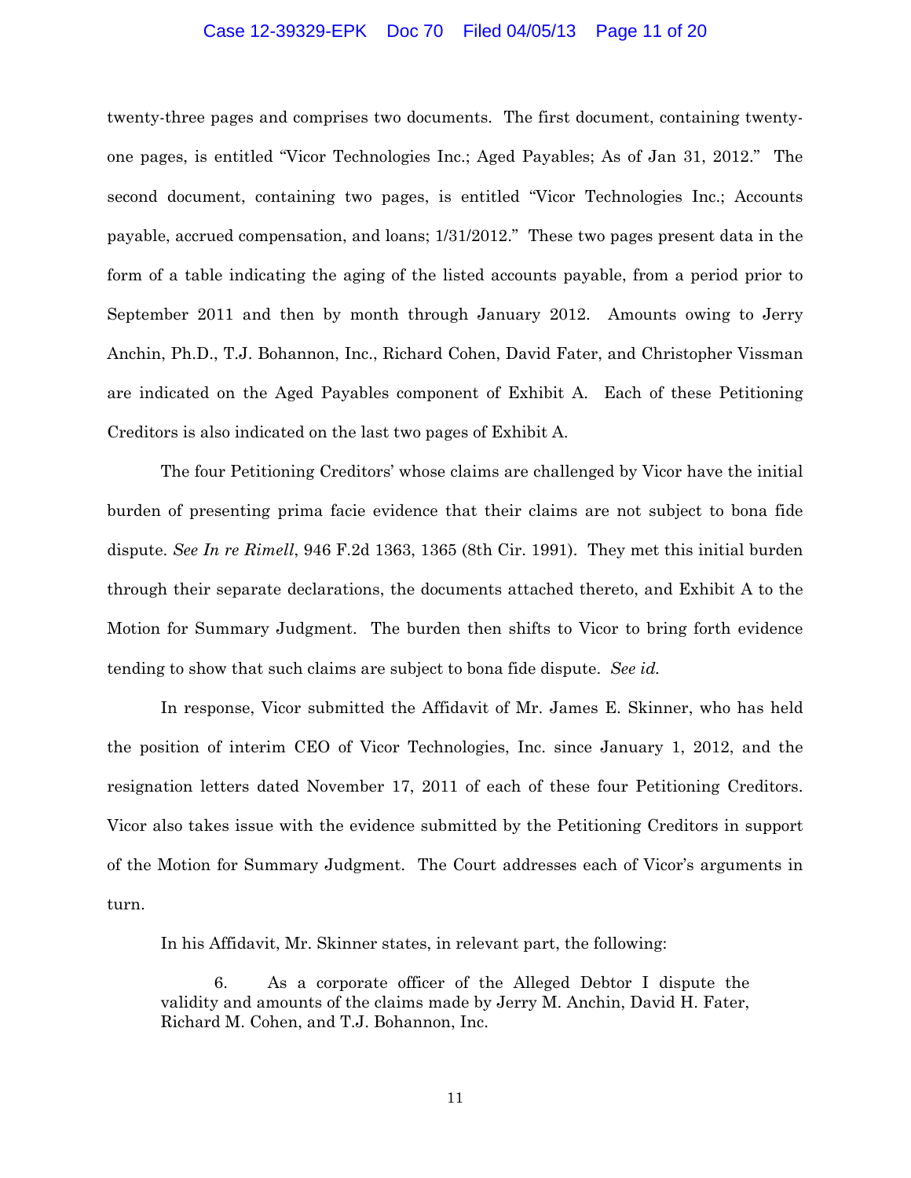twenty-three pages and comprises two documents. The first document, containing twenty-one pages, is entitled "Vicor Technologies Inc.; Aged Payables; As of Jan 31, 2012." The second document, containing two pages, is entitled "Vicor Technologies Inc.; Accounts payable, accrued compensation, and loans; 1/31/2012." These two pages present data in the form of a table indicating the aging of the listed accounts payable, from a period prior to September 2011 and then by month through January 2012. Amounts owing to Jerry Anchin, Ph.D., T.J. Bohannon, Inc., Richard Cohen, David Fater, and Christopher Vissman are indicated on the Aged Payables component of Exhibit A. Each of these Petitioning Creditors is also indicated on the last two pages of Exhibit A.

The four Petitioning Creditors' whose claims are challenged by Vicor have the initial burden of presenting prima facie evidence that their claims are not subject to bona fide dispute. *See In re Rimell*, 946 F.2d 1363, 1365 (8th Cir. 1991). They met this initial burden through their separate declarations, the documents attached thereto, and Exhibit A to the Motion for Summary Judgment. The burden then shifts to Vicor to bring forth evidence tending to show that such claims are subject to bona fide dispute. *See id.*

In response, Vicor submitted the Affidavit of Mr. James E. Skinner, who has held the position of interim CEO of Vicor Technologies, Inc. since January 1, 2012, and the resignation letters dated November 17, 2011 of each of these four Petitioning Creditors. Vicor also takes issue with the evidence submitted by the Petitioning Creditors in support of the Motion for Summary Judgment. The Court addresses each of Vicor's arguments in turn.

In his Affidavit, Mr. Skinner states, in relevant part, the following:

> 6. As a corporate officer of the Alleged Debtor I dispute the validity and amounts of the claims made by Jerry M. Anchin, David H. Fater, Richard M. Cohen, and T.J. Bohannon, Inc.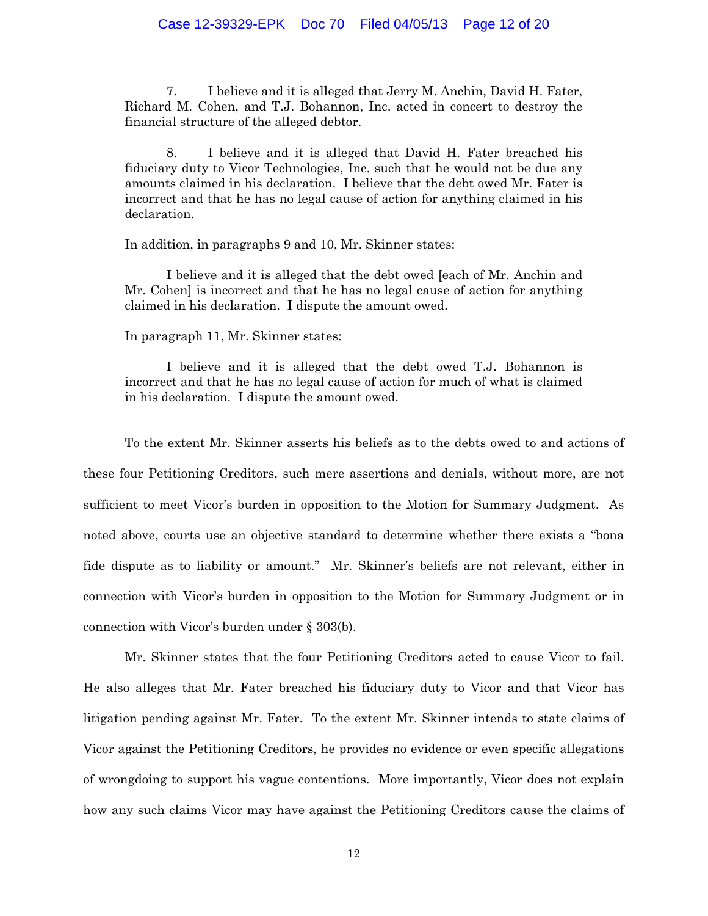> 7. I believe and it is alleged that Jerry M. Anchin, David H. Fater, Richard M. Cohen, and T.J. Bohannon, Inc. acted in concert to destroy the financial structure of the alleged debtor.
>
> 8. I believe and it is alleged that David H. Fater breached his fiduciary duty to Vicor Technologies, Inc. such that he would not be due any amounts claimed in his declaration. I believe that the debt owed Mr. Fater is incorrect and that he has no legal cause of action for anything claimed in his declaration.

In addition, in paragraphs 9 and 10, Mr. Skinner states:

> I believe and it is alleged that the debt owed [each of Mr. Anchin and Mr. Cohen] is incorrect and that he has no legal cause of action for anything claimed in his declaration. I dispute the amount owed.

In paragraph 11, Mr. Skinner states:

> I believe and it is alleged that the debt owed T.J. Bohannon is incorrect and that he has no legal cause of action for much of what is claimed in his declaration. I dispute the amount owed.

To the extent Mr. Skinner asserts his beliefs as to the debts owed to and actions of these four Petitioning Creditors, such mere assertions and denials, without more, are not sufficient to meet Vicor's burden in opposition to the Motion for Summary Judgment. As noted above, courts use an objective standard to determine whether there exists a "bona fide dispute as to liability or amount." Mr. Skinner's beliefs are not relevant, either in connection with Vicor's burden in opposition to the Motion for Summary Judgment or in connection with Vicor's burden under § 303(b).

Mr. Skinner states that the four Petitioning Creditors acted to cause Vicor to fail. He also alleges that Mr. Fater breached his fiduciary duty to Vicor and that Vicor has litigation pending against Mr. Fater. To the extent Mr. Skinner intends to state claims of Vicor against the Petitioning Creditors, he provides no evidence or even specific allegations of wrongdoing to support his vague contentions. More importantly, Vicor does not explain how any such claims Vicor may have against the Petitioning Creditors cause the claims of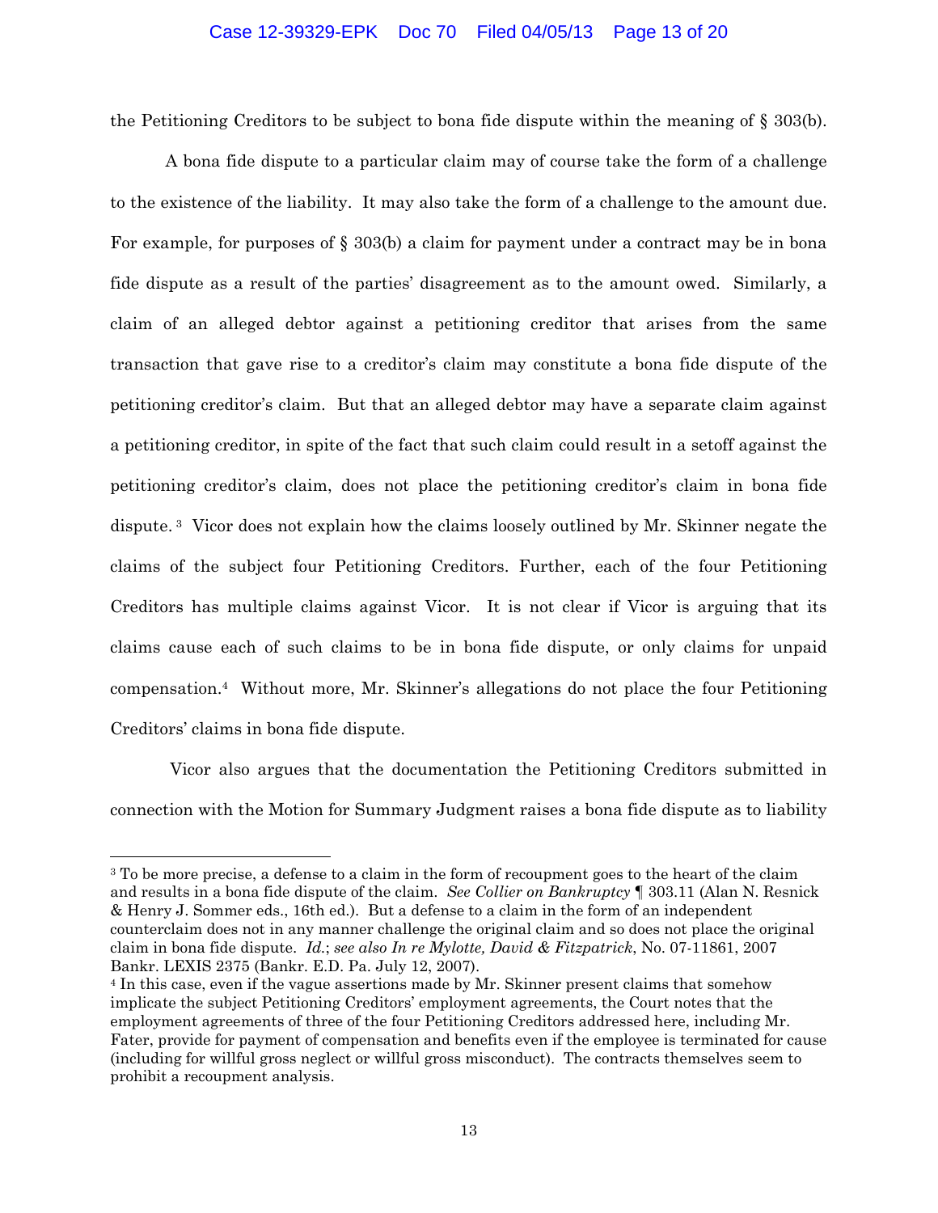the Petitioning Creditors to be subject to bona fide dispute within the meaning of § 303(b).

A bona fide dispute to a particular claim may of course take the form of a challenge to the existence of the liability. It may also take the form of a challenge to the amount due. For example, for purposes of § 303(b) a claim for payment under a contract may be in bona fide dispute as a result of the parties' disagreement as to the amount owed. Similarly, a claim of an alleged debtor against a petitioning creditor that arises from the same transaction that gave rise to a creditor's claim may constitute a bona fide dispute of the petitioning creditor's claim. But that an alleged debtor may have a separate claim against a petitioning creditor, in spite of the fact that such claim could result in a setoff against the petitioning creditor's claim, does not place the petitioning creditor's claim in bona fide dispute.[3] Vicor does not explain how the claims loosely outlined by Mr. Skinner negate the claims of the subject four Petitioning Creditors. Further, each of the four Petitioning Creditors has multiple claims against Vicor. It is not clear if Vicor is arguing that its claims cause each of such claims to be in bona fide dispute, or only claims for unpaid compensation.[4] Without more, Mr. Skinner's allegations do not place the four Petitioning Creditors' claims in bona fide dispute.

Vicor also argues that the documentation the Petitioning Creditors submitted in connection with the Motion for Summary Judgment raises a bona fide dispute as to liability

---

[3] To be more precise, a defense to a claim in the form of recoupment goes to the heart of the claim and results in a bona fide dispute of the claim. *See Collier on Bankruptcy* ¶ 303.11 (Alan N. Resnick & Henry J. Sommer eds., 16th ed.). But a defense to a claim in the form of an independent counterclaim does not in any manner challenge the original claim and so does not place the original claim in bona fide dispute. *Id.*; *see also In re Mylotte, David & Fitzpatrick*, No. 07-11861, 2007 Bankr. LEXIS 2375 (Bankr. E.D. Pa. July 12, 2007).

[4] In this case, even if the vague assertions made by Mr. Skinner present claims that somehow implicate the subject Petitioning Creditors' employment agreements, the Court notes that the employment agreements of three of the four Petitioning Creditors addressed here, including Mr. Fater, provide for payment of compensation and benefits even if the employee is terminated for cause (including for willful gross neglect or willful gross misconduct). The contracts themselves seem to prohibit a recoupment analysis.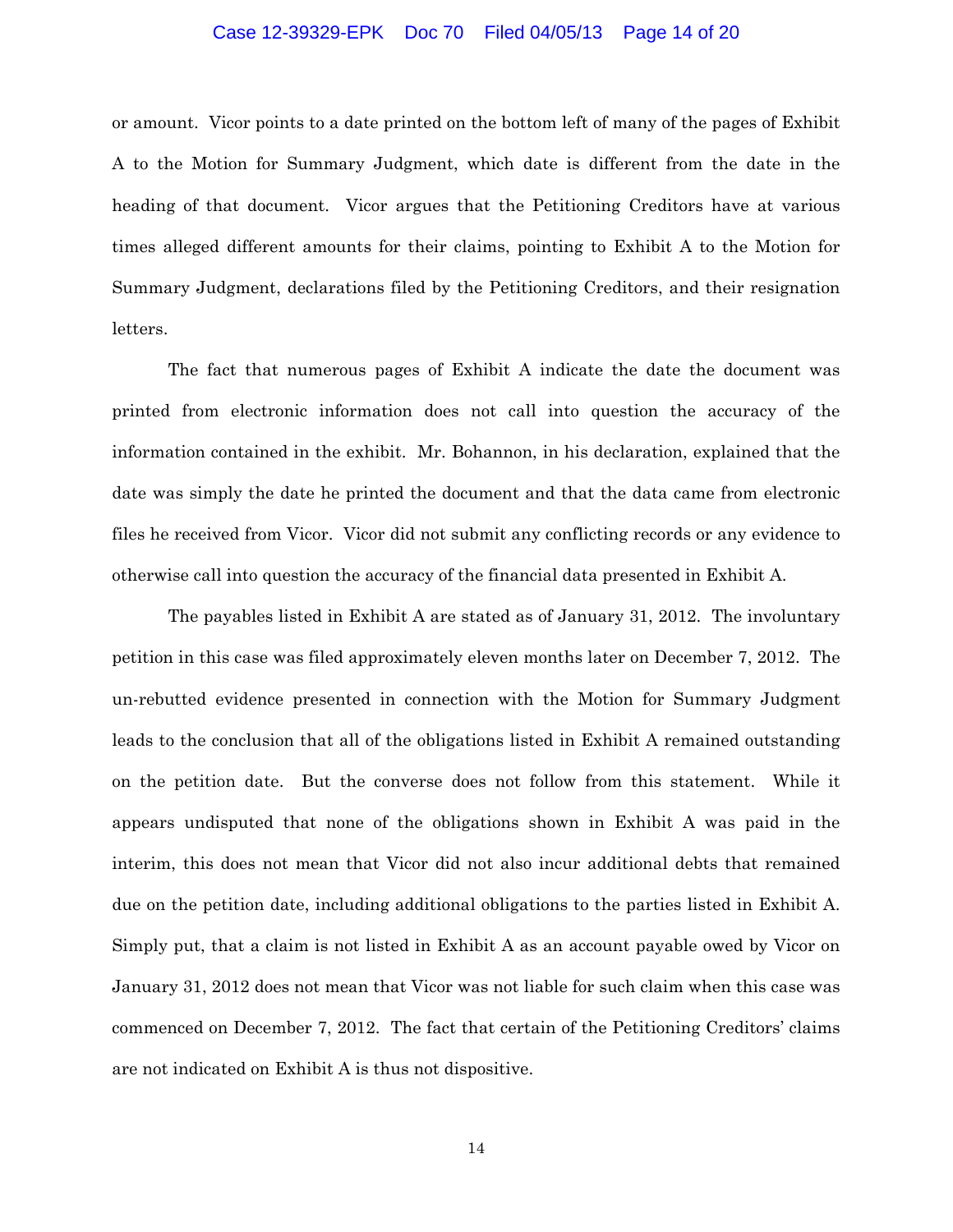or amount. Vicor points to a date printed on the bottom left of many of the pages of Exhibit A to the Motion for Summary Judgment, which date is different from the date in the heading of that document. Vicor argues that the Petitioning Creditors have at various times alleged different amounts for their claims, pointing to Exhibit A to the Motion for Summary Judgment, declarations filed by the Petitioning Creditors, and their resignation letters.

The fact that numerous pages of Exhibit A indicate the date the document was printed from electronic information does not call into question the accuracy of the information contained in the exhibit. Mr. Bohannon, in his declaration, explained that the date was simply the date he printed the document and that the data came from electronic files he received from Vicor. Vicor did not submit any conflicting records or any evidence to otherwise call into question the accuracy of the financial data presented in Exhibit A.

The payables listed in Exhibit A are stated as of January 31, 2012. The involuntary petition in this case was filed approximately eleven months later on December 7, 2012. The un-rebutted evidence presented in connection with the Motion for Summary Judgment leads to the conclusion that all of the obligations listed in Exhibit A remained outstanding on the petition date. But the converse does not follow from this statement. While it appears undisputed that none of the obligations shown in Exhibit A was paid in the interim, this does not mean that Vicor did not also incur additional debts that remained due on the petition date, including additional obligations to the parties listed in Exhibit A. Simply put, that a claim is not listed in Exhibit A as an account payable owed by Vicor on January 31, 2012 does not mean that Vicor was not liable for such claim when this case was commenced on December 7, 2012. The fact that certain of the Petitioning Creditors' claims are not indicated on Exhibit A is thus not dispositive.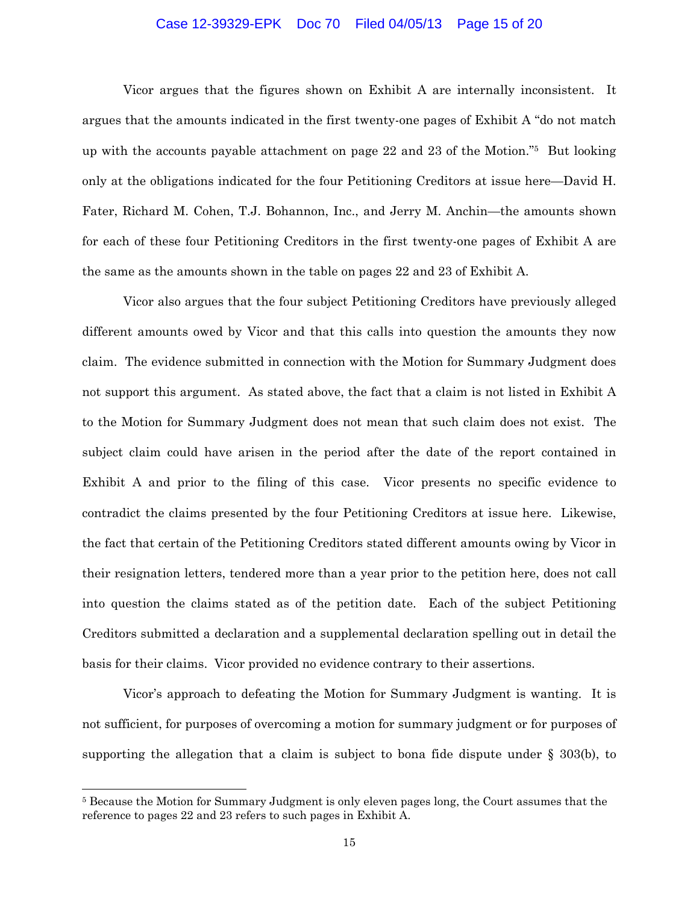Vicor argues that the figures shown on Exhibit A are internally inconsistent. It argues that the amounts indicated in the first twenty-one pages of Exhibit A "do not match up with the accounts payable attachment on page 22 and 23 of the Motion."[5] But looking only at the obligations indicated for the four Petitioning Creditors at issue here—David H. Fater, Richard M. Cohen, T.J. Bohannon, Inc., and Jerry M. Anchin—the amounts shown for each of these four Petitioning Creditors in the first twenty-one pages of Exhibit A are the same as the amounts shown in the table on pages 22 and 23 of Exhibit A.

Vicor also argues that the four subject Petitioning Creditors have previously alleged different amounts owed by Vicor and that this calls into question the amounts they now claim. The evidence submitted in connection with the Motion for Summary Judgment does not support this argument. As stated above, the fact that a claim is not listed in Exhibit A to the Motion for Summary Judgment does not mean that such claim does not exist. The subject claim could have arisen in the period after the date of the report contained in Exhibit A and prior to the filing of this case. Vicor presents no specific evidence to contradict the claims presented by the four Petitioning Creditors at issue here. Likewise, the fact that certain of the Petitioning Creditors stated different amounts owing by Vicor in their resignation letters, tendered more than a year prior to the petition here, does not call into question the claims stated as of the petition date. Each of the subject Petitioning Creditors submitted a declaration and a supplemental declaration spelling out in detail the basis for their claims. Vicor provided no evidence contrary to their assertions.

Vicor's approach to defeating the Motion for Summary Judgment is wanting. It is not sufficient, for purposes of overcoming a motion for summary judgment or for purposes of supporting the allegation that a claim is subject to bona fide dispute under § 303(b), to

---

[5] Because the Motion for Summary Judgment is only eleven pages long, the Court assumes that the reference to pages 22 and 23 refers to such pages in Exhibit A.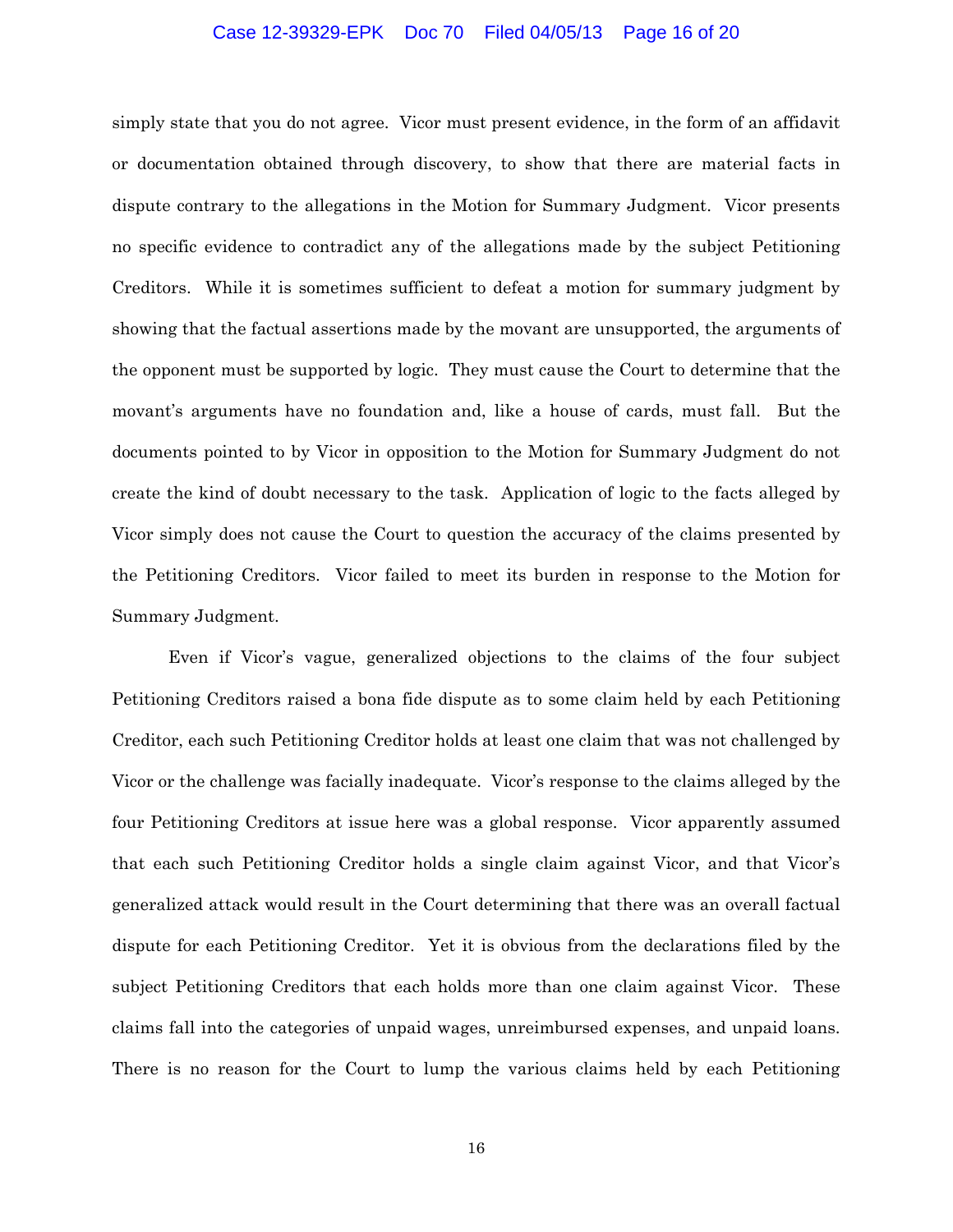simply state that you do not agree. Vicor must present evidence, in the form of an affidavit or documentation obtained through discovery, to show that there are material facts in dispute contrary to the allegations in the Motion for Summary Judgment. Vicor presents no specific evidence to contradict any of the allegations made by the subject Petitioning Creditors. While it is sometimes sufficient to defeat a motion for summary judgment by showing that the factual assertions made by the movant are unsupported, the arguments of the opponent must be supported by logic. They must cause the Court to determine that the movant's arguments have no foundation and, like a house of cards, must fall. But the documents pointed to by Vicor in opposition to the Motion for Summary Judgment do not create the kind of doubt necessary to the task. Application of logic to the facts alleged by Vicor simply does not cause the Court to question the accuracy of the claims presented by the Petitioning Creditors. Vicor failed to meet its burden in response to the Motion for Summary Judgment.

Even if Vicor's vague, generalized objections to the claims of the four subject Petitioning Creditors raised a bona fide dispute as to some claim held by each Petitioning Creditor, each such Petitioning Creditor holds at least one claim that was not challenged by Vicor or the challenge was facially inadequate. Vicor's response to the claims alleged by the four Petitioning Creditors at issue here was a global response. Vicor apparently assumed that each such Petitioning Creditor holds a single claim against Vicor, and that Vicor's generalized attack would result in the Court determining that there was an overall factual dispute for each Petitioning Creditor. Yet it is obvious from the declarations filed by the subject Petitioning Creditors that each holds more than one claim against Vicor. These claims fall into the categories of unpaid wages, unreimbursed expenses, and unpaid loans. There is no reason for the Court to lump the various claims held by each Petitioning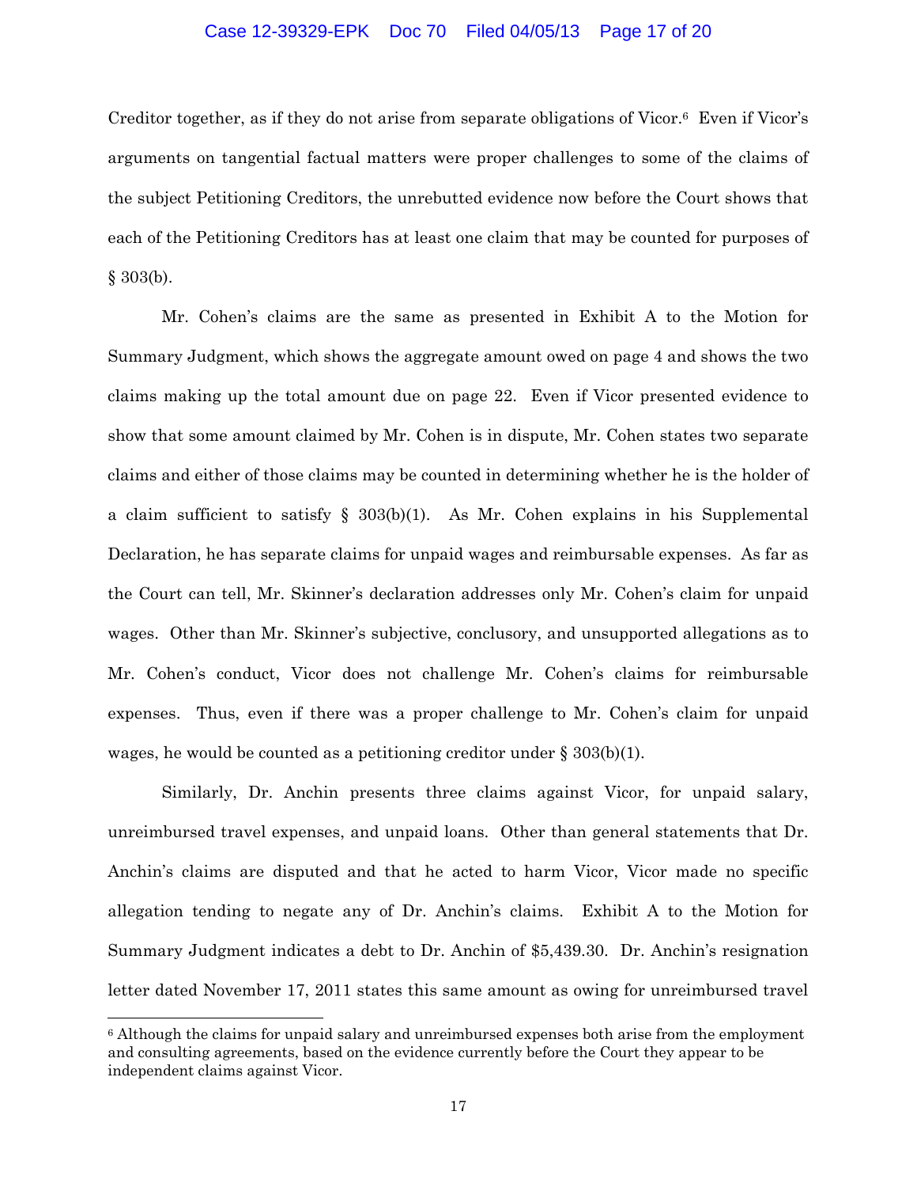Creditor together, as if they do not arise from separate obligations of Vicor.[6] Even if Vicor's arguments on tangential factual matters were proper challenges to some of the claims of the subject Petitioning Creditors, the unrebutted evidence now before the Court shows that each of the Petitioning Creditors has at least one claim that may be counted for purposes of § 303(b).

Mr. Cohen's claims are the same as presented in Exhibit A to the Motion for Summary Judgment, which shows the aggregate amount owed on page 4 and shows the two claims making up the total amount due on page 22. Even if Vicor presented evidence to show that some amount claimed by Mr. Cohen is in dispute, Mr. Cohen states two separate claims and either of those claims may be counted in determining whether he is the holder of a claim sufficient to satisfy § 303(b)(1). As Mr. Cohen explains in his Supplemental Declaration, he has separate claims for unpaid wages and reimbursable expenses. As far as the Court can tell, Mr. Skinner's declaration addresses only Mr. Cohen's claim for unpaid wages. Other than Mr. Skinner's subjective, conclusory, and unsupported allegations as to Mr. Cohen's conduct, Vicor does not challenge Mr. Cohen's claims for reimbursable expenses. Thus, even if there was a proper challenge to Mr. Cohen's claim for unpaid wages, he would be counted as a petitioning creditor under § 303(b)(1).

Similarly, Dr. Anchin presents three claims against Vicor, for unpaid salary, unreimbursed travel expenses, and unpaid loans. Other than general statements that Dr. Anchin's claims are disputed and that he acted to harm Vicor, Vicor made no specific allegation tending to negate any of Dr. Anchin's claims. Exhibit A to the Motion for Summary Judgment indicates a debt to Dr. Anchin of $5,439.30. Dr. Anchin's resignation letter dated November 17, 2011 states this same amount as owing for unreimbursed travel

[6] Although the claims for unpaid salary and unreimbursed expenses both arise from the employment and consulting agreements, based on the evidence currently before the Court they appear to be independent claims against Vicor.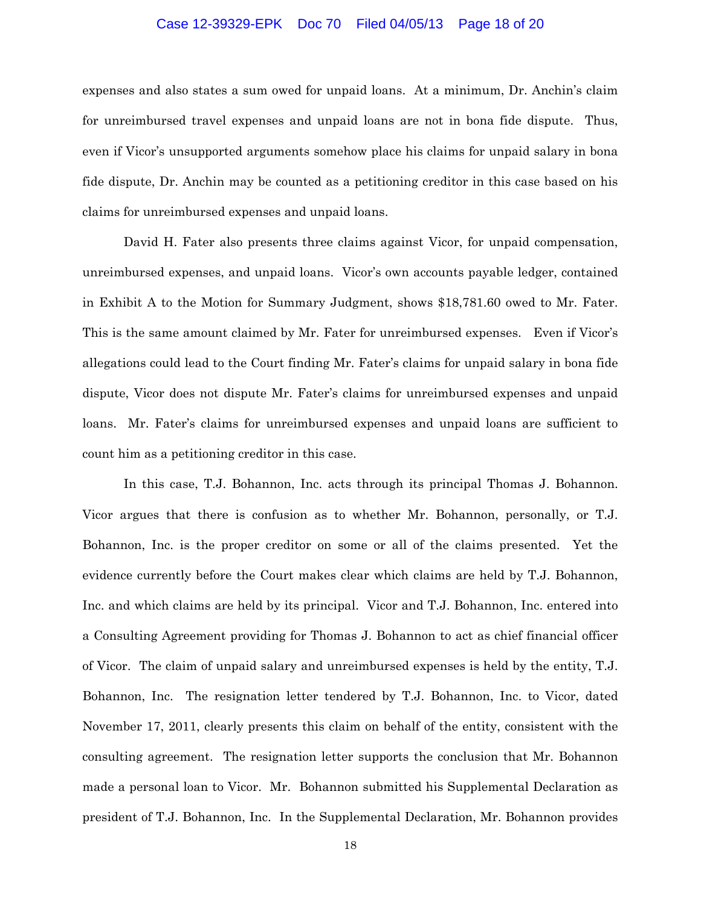expenses and also states a sum owed for unpaid loans. At a minimum, Dr. Anchin's claim for unreimbursed travel expenses and unpaid loans are not in bona fide dispute. Thus, even if Vicor's unsupported arguments somehow place his claims for unpaid salary in bona fide dispute, Dr. Anchin may be counted as a petitioning creditor in this case based on his claims for unreimbursed expenses and unpaid loans.

David H. Fater also presents three claims against Vicor, for unpaid compensation, unreimbursed expenses, and unpaid loans. Vicor's own accounts payable ledger, contained in Exhibit A to the Motion for Summary Judgment, shows $18,781.60 owed to Mr. Fater. This is the same amount claimed by Mr. Fater for unreimbursed expenses. Even if Vicor's allegations could lead to the Court finding Mr. Fater's claims for unpaid salary in bona fide dispute, Vicor does not dispute Mr. Fater's claims for unreimbursed expenses and unpaid loans. Mr. Fater's claims for unreimbursed expenses and unpaid loans are sufficient to count him as a petitioning creditor in this case.

In this case, T.J. Bohannon, Inc. acts through its principal Thomas J. Bohannon. Vicor argues that there is confusion as to whether Mr. Bohannon, personally, or T.J. Bohannon, Inc. is the proper creditor on some or all of the claims presented. Yet the evidence currently before the Court makes clear which claims are held by T.J. Bohannon, Inc. and which claims are held by its principal. Vicor and T.J. Bohannon, Inc. entered into a Consulting Agreement providing for Thomas J. Bohannon to act as chief financial officer of Vicor. The claim of unpaid salary and unreimbursed expenses is held by the entity, T.J. Bohannon, Inc. The resignation letter tendered by T.J. Bohannon, Inc. to Vicor, dated November 17, 2011, clearly presents this claim on behalf of the entity, consistent with the consulting agreement. The resignation letter supports the conclusion that Mr. Bohannon made a personal loan to Vicor. Mr. Bohannon submitted his Supplemental Declaration as president of T.J. Bohannon, Inc. In the Supplemental Declaration, Mr. Bohannon provides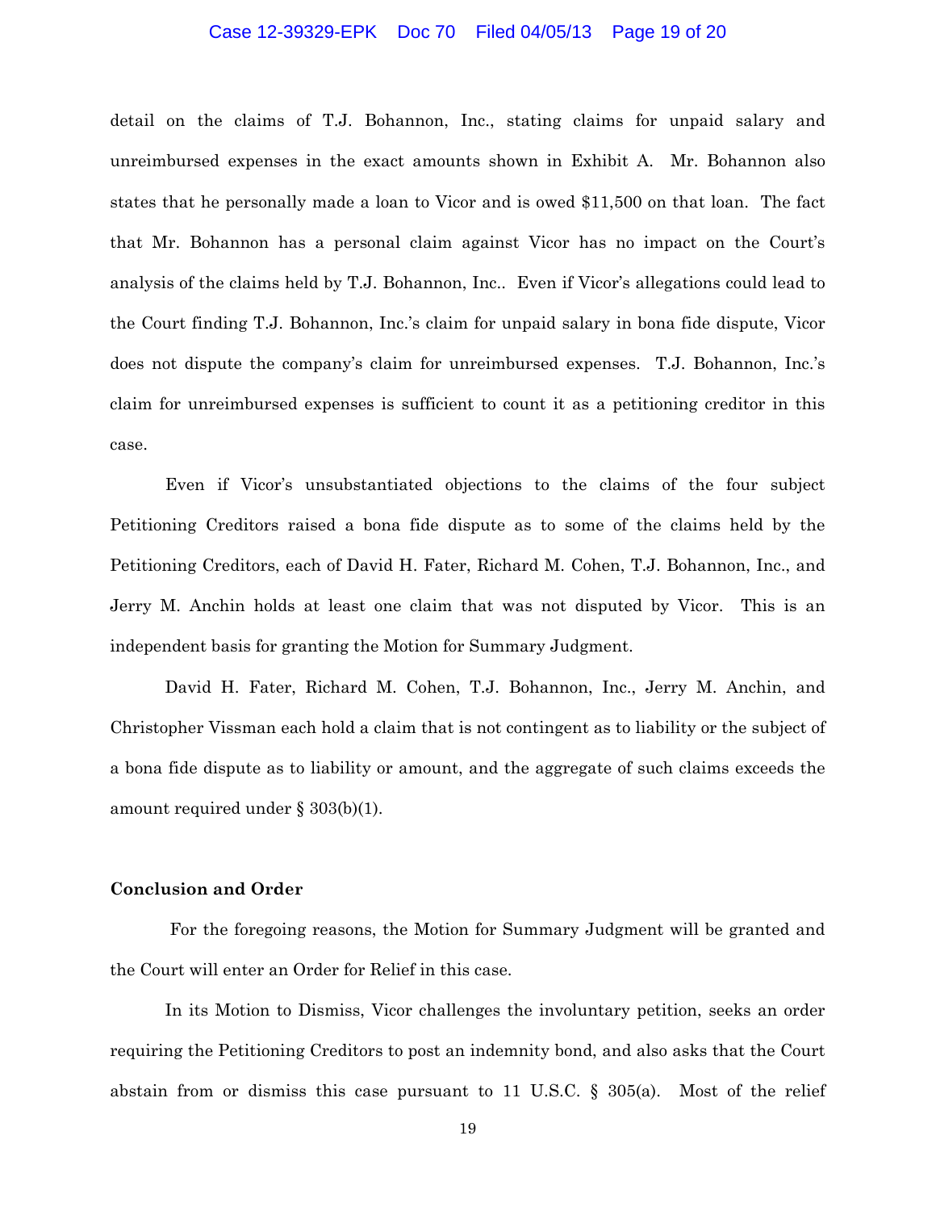detail on the claims of T.J. Bohannon, Inc., stating claims for unpaid salary and unreimbursed expenses in the exact amounts shown in Exhibit A. Mr. Bohannon also states that he personally made a loan to Vicor and is owed $11,500 on that loan. The fact that Mr. Bohannon has a personal claim against Vicor has no impact on the Court's analysis of the claims held by T.J. Bohannon, Inc.. Even if Vicor's allegations could lead to the Court finding T.J. Bohannon, Inc.'s claim for unpaid salary in bona fide dispute, Vicor does not dispute the company's claim for unreimbursed expenses. T.J. Bohannon, Inc.'s claim for unreimbursed expenses is sufficient to count it as a petitioning creditor in this case.

Even if Vicor's unsubstantiated objections to the claims of the four subject Petitioning Creditors raised a bona fide dispute as to some of the claims held by the Petitioning Creditors, each of David H. Fater, Richard M. Cohen, T.J. Bohannon, Inc., and Jerry M. Anchin holds at least one claim that was not disputed by Vicor. This is an independent basis for granting the Motion for Summary Judgment.

David H. Fater, Richard M. Cohen, T.J. Bohannon, Inc., Jerry M. Anchin, and Christopher Vissman each hold a claim that is not contingent as to liability or the subject of a bona fide dispute as to liability or amount, and the aggregate of such claims exceeds the amount required under § 303(b)(1).

**Conclusion and Order**

For the foregoing reasons, the Motion for Summary Judgment will be granted and the Court will enter an Order for Relief in this case.

In its Motion to Dismiss, Vicor challenges the involuntary petition, seeks an order requiring the Petitioning Creditors to post an indemnity bond, and also asks that the Court abstain from or dismiss this case pursuant to 11 U.S.C. § 305(a). Most of the relief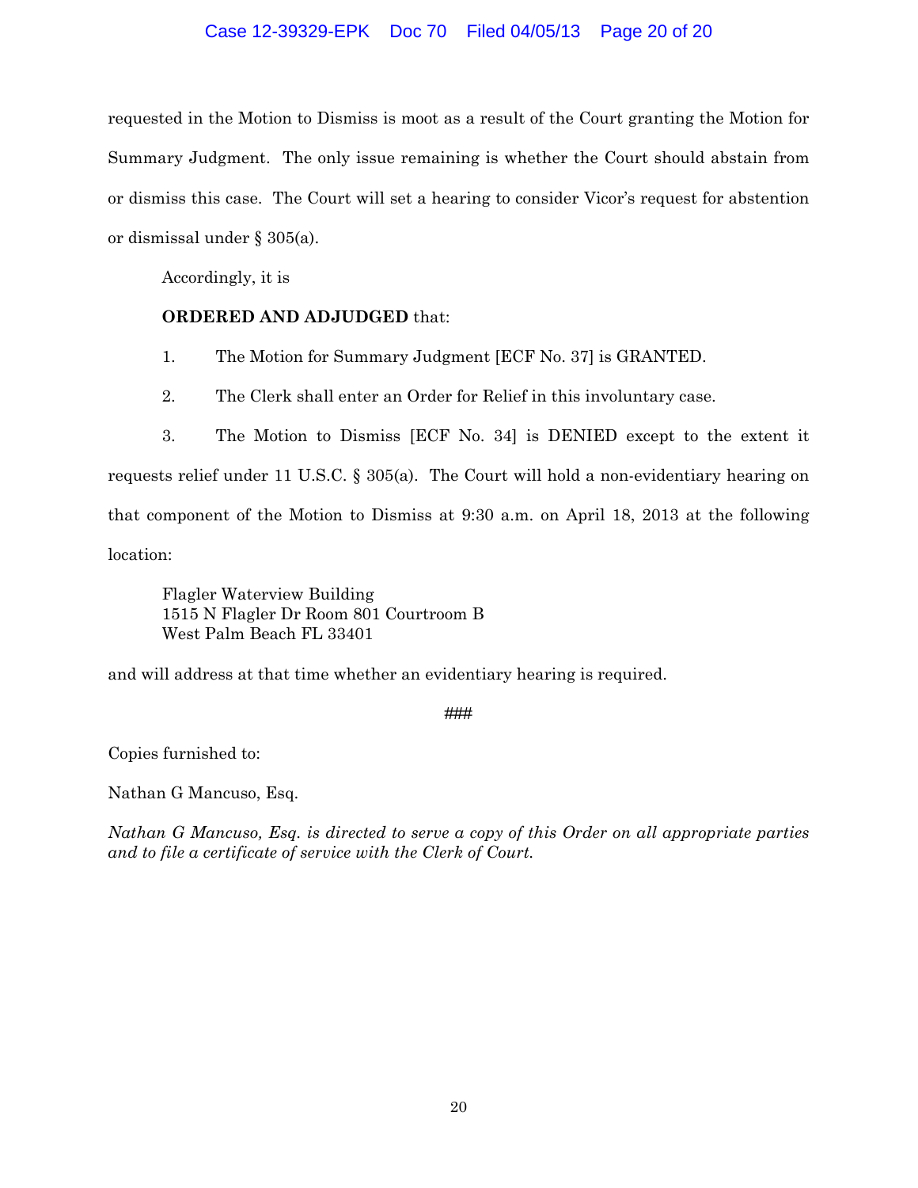requested in the Motion to Dismiss is moot as a result of the Court granting the Motion for Summary Judgment. The only issue remaining is whether the Court should abstain from or dismiss this case. The Court will set a hearing to consider Vicor's request for abstention or dismissal under § 305(a).

Accordingly, it is

**ORDERED AND ADJUDGED** that:

1. The Motion for Summary Judgment [ECF No. 37] is GRANTED.

2. The Clerk shall enter an Order for Relief in this involuntary case.

3. The Motion to Dismiss [ECF No. 34] is DENIED except to the extent it requests relief under 11 U.S.C. § 305(a). The Court will hold a non-evidentiary hearing on that component of the Motion to Dismiss at 9:30 a.m. on April 18, 2013 at the following location:

   Flagler Waterview Building
   1515 N Flagler Dr Room 801 Courtroom B
   West Palm Beach FL 33401

and will address at that time whether an evidentiary hearing is required.

###

Copies furnished to:

Nathan G Mancuso, Esq.

*Nathan G Mancuso, Esq. is directed to serve a copy of this Order on all appropriate parties and to file a certificate of service with the Clerk of Court.*